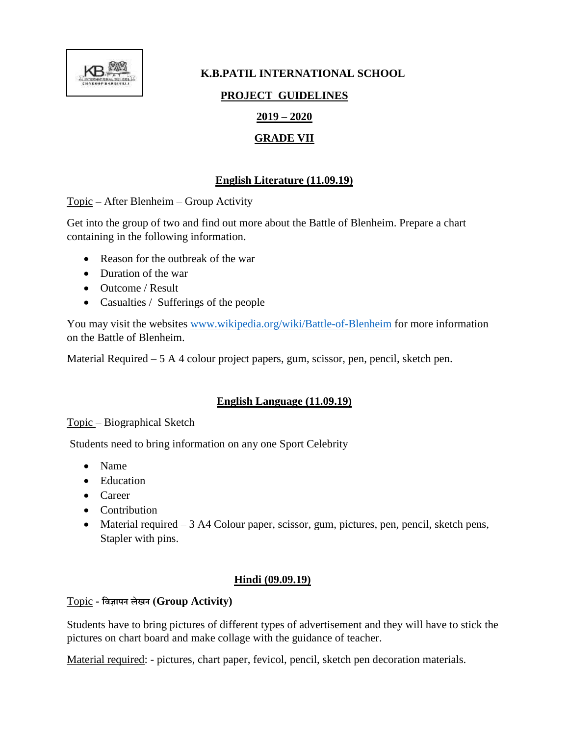# K.B.PATIL INTERNATIONAL SCHOOL

## PROJECT GUIDELINES

## 2019 – 2020

## GRADE VII

### English Literature (11.09.19)

Topic – After Blenheim – Group Activity

Get into the group of two and find out more about the Battle of Blenheim. Prepare a chart containing in the following information.

- Reason for the outbreak of the war
- Duration of the war
- Outcome / Result
- Casualties / Sufferings of the people

You may visit the websites www.wikipedia.org/wiki/Battle-of-Blenheim for more information on the Battle of Blenheim.

Material Required – 5 A 4 colour project papers, gum, scissor, pen, pencil, sketch pen.

### English Language (11.09.19)

Topic – Biographical Sketch

Students need to bring information on any one Sport Celebrity

- Name
- Education
- Career
- Contribution
- Material required – 3 A4 Colour paper, scissor, gum, pictures, pen, pencil, sketch pens, Stapler with pins.

### Hindi (09.09.19)

Topic - **विज्ञापन लेखन (Group Activity)**

Students have to bring pictures of different types of advertisement and they will have to stick the pictures on chart board and make collage with the guidance of teacher.

Material required: - pictures, chart paper, fevicol, pencil, sketch pen decoration materials.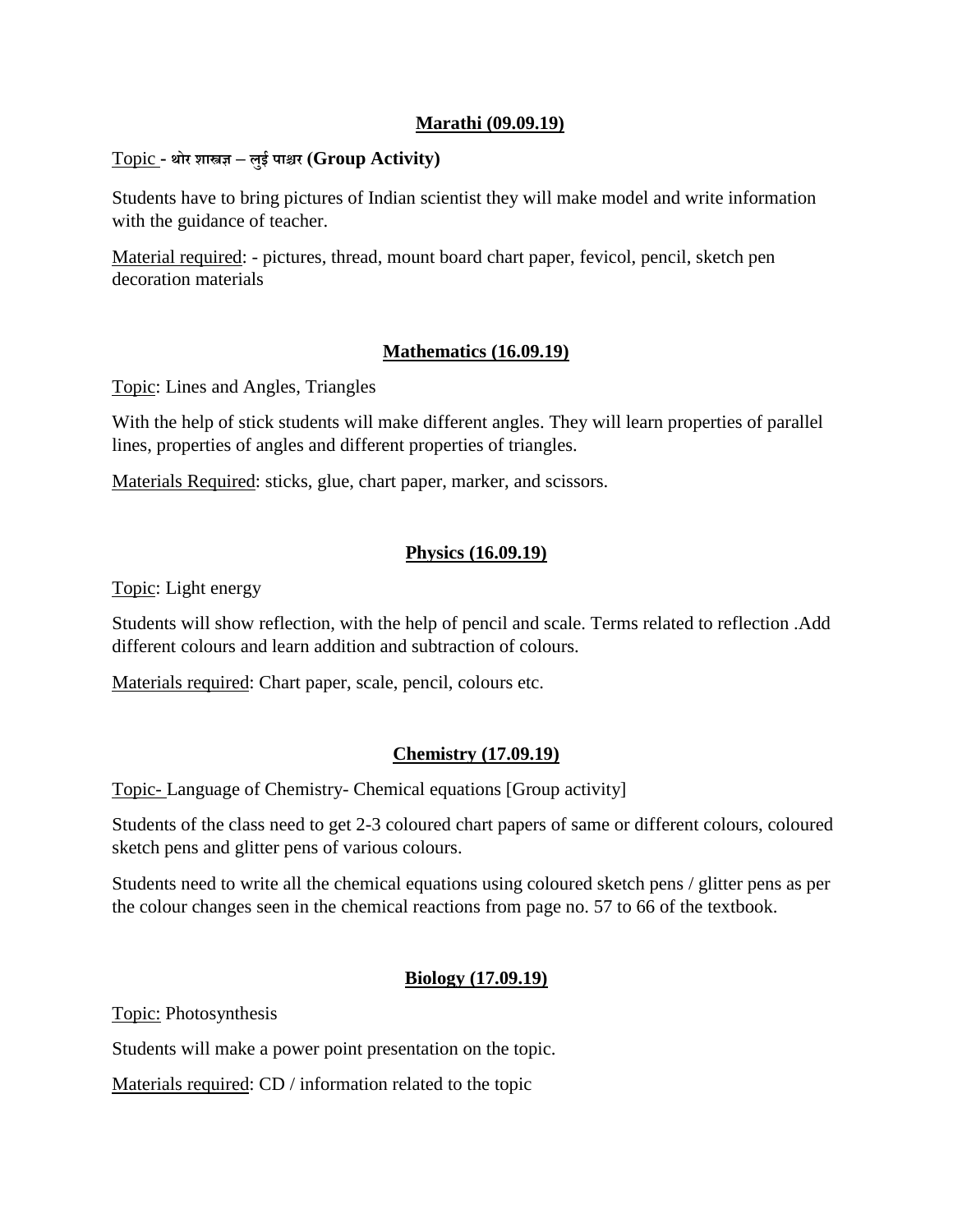## Marathi (09.09.19)

Topic - थोर शास्त्रज्ञ – लुई पाश्चर **(Group Activity)**

Students have to bring pictures of Indian scientist they will make model and write information with the guidance of teacher.

Material required: - pictures, thread, mount board chart paper, fevicol, pencil, sketch pen decoration materials

## Mathematics (16.09.19)

Topic: Lines and Angles, Triangles

With the help of stick students will make different angles. They will learn properties of parallel lines, properties of angles and different properties of triangles.

Materials Required: sticks, glue, chart paper, marker, and scissors.

## Physics (16.09.19)

Topic: Light energy

Students will show reflection, with the help of pencil and scale. Terms related to reflection .Add different colours and learn addition and subtraction of colours.

Materials required: Chart paper, scale, pencil, colours etc.

## Chemistry (17.09.19)

Topic- Language of Chemistry- Chemical equations [Group activity]

Students of the class need to get 2-3 coloured chart papers of same or different colours, coloured sketch pens and glitter pens of various colours.

Students need to write all the chemical equations using coloured sketch pens / glitter pens as per the colour changes seen in the chemical reactions from page no. 57 to 66 of the textbook.

## Biology (17.09.19)

Topic: Photosynthesis

Students will make a power point presentation on the topic.

Materials required: CD / information related to the topic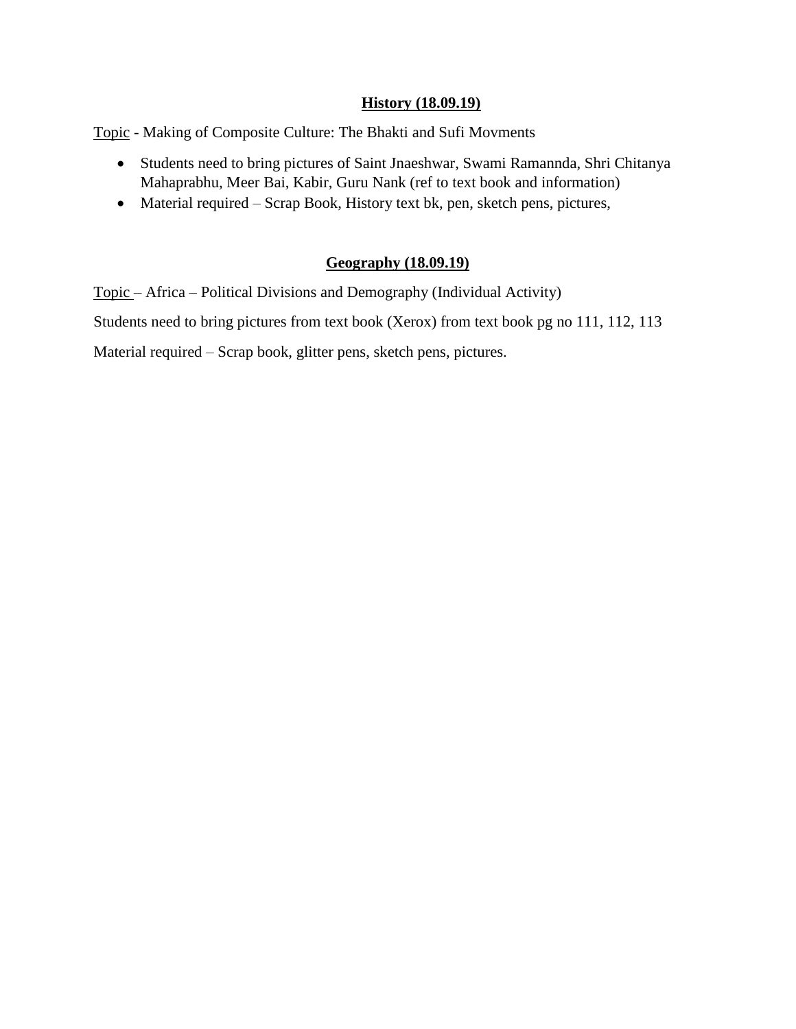## **History (18.09.19)**

Topic - Making of Composite Culture: The Bhakti and Sufi Movments

- Students need to bring pictures of Saint Jnaeshwar, Swami Ramannda, Shri Chitanya Mahaprabhu, Meer Bai, Kabir, Guru Nank (ref to text book and information)
- Material required – Scrap Book, History text bk, pen, sketch pens, pictures,

## **Geography (18.09.19)**

Topic – Africa – Political Divisions and Demography (Individual Activity)

Students need to bring pictures from text book (Xerox) from text book pg no 111, 112, 113

Material required – Scrap book, glitter pens, sketch pens, pictures.